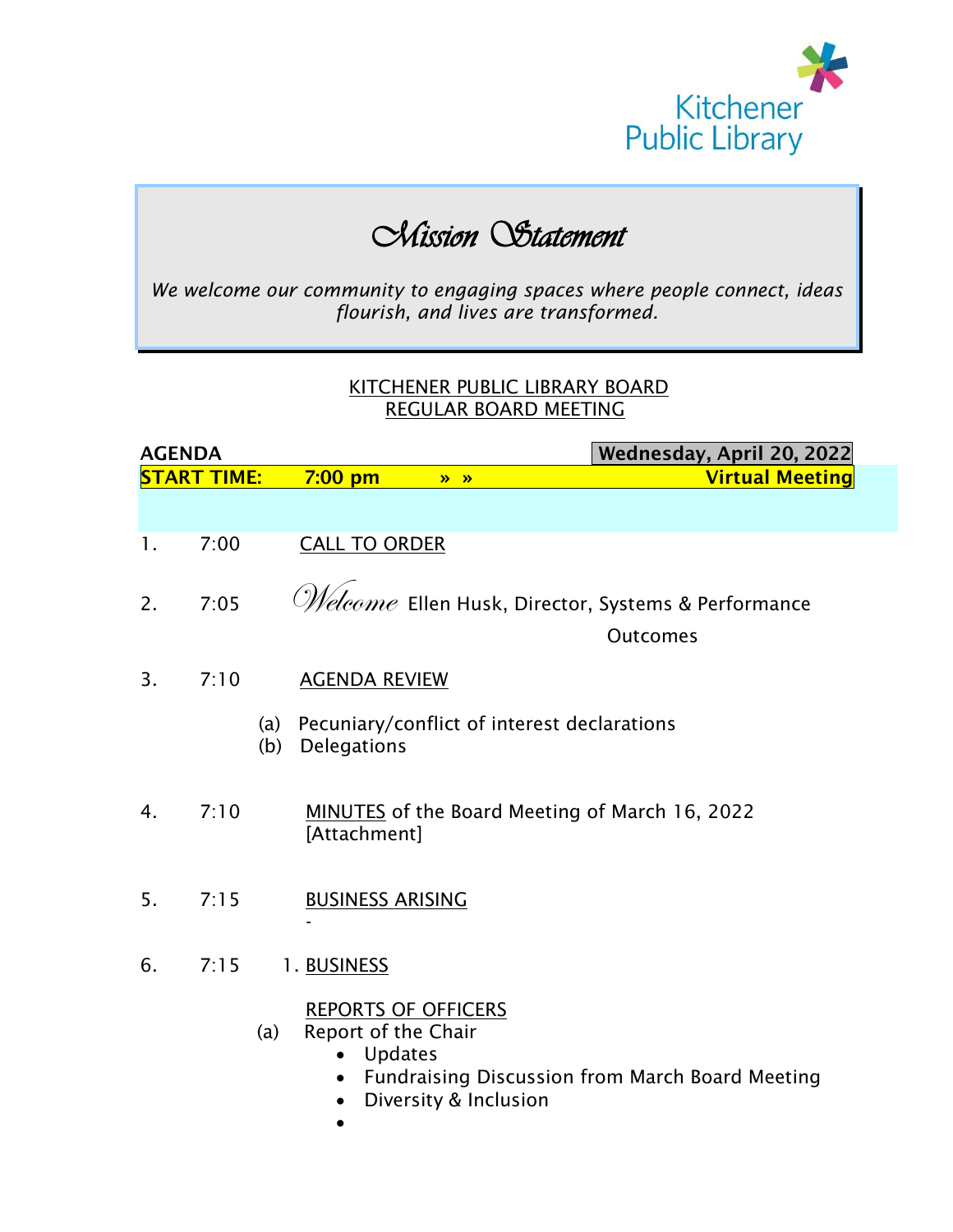Kitchener Public Library

## *Mission Statement*

*We welcome our community to engaging spaces where people connect, ideas flourish, and lives are transformed.*

KITCHENER PUBLIC LIBRARY BOARD
REGULAR BOARD MEETING

**AGENDA** **Wednesday, April 20, 2022**

**START TIME: 7:00 pm » » Virtual Meeting**

1. 7:00 CALL TO ORDER

2. 7:05 *Welcome* Ellen Husk, Director, Systems & Performance Outcomes

3. 7:10 AGENDA REVIEW
   (a) Pecuniary/conflict of interest declarations
   (b) Delegations

4. 7:10 MINUTES of the Board Meeting of March 16, 2022 [Attachment]

5. 7:15 BUSINESS ARISING
   -

6. 7:15 1. BUSINESS

   REPORTS OF OFFICERS
   (a) Report of the Chair
   - Updates
   - Fundraising Discussion from March Board Meeting
   - Diversity & Inclusion
   -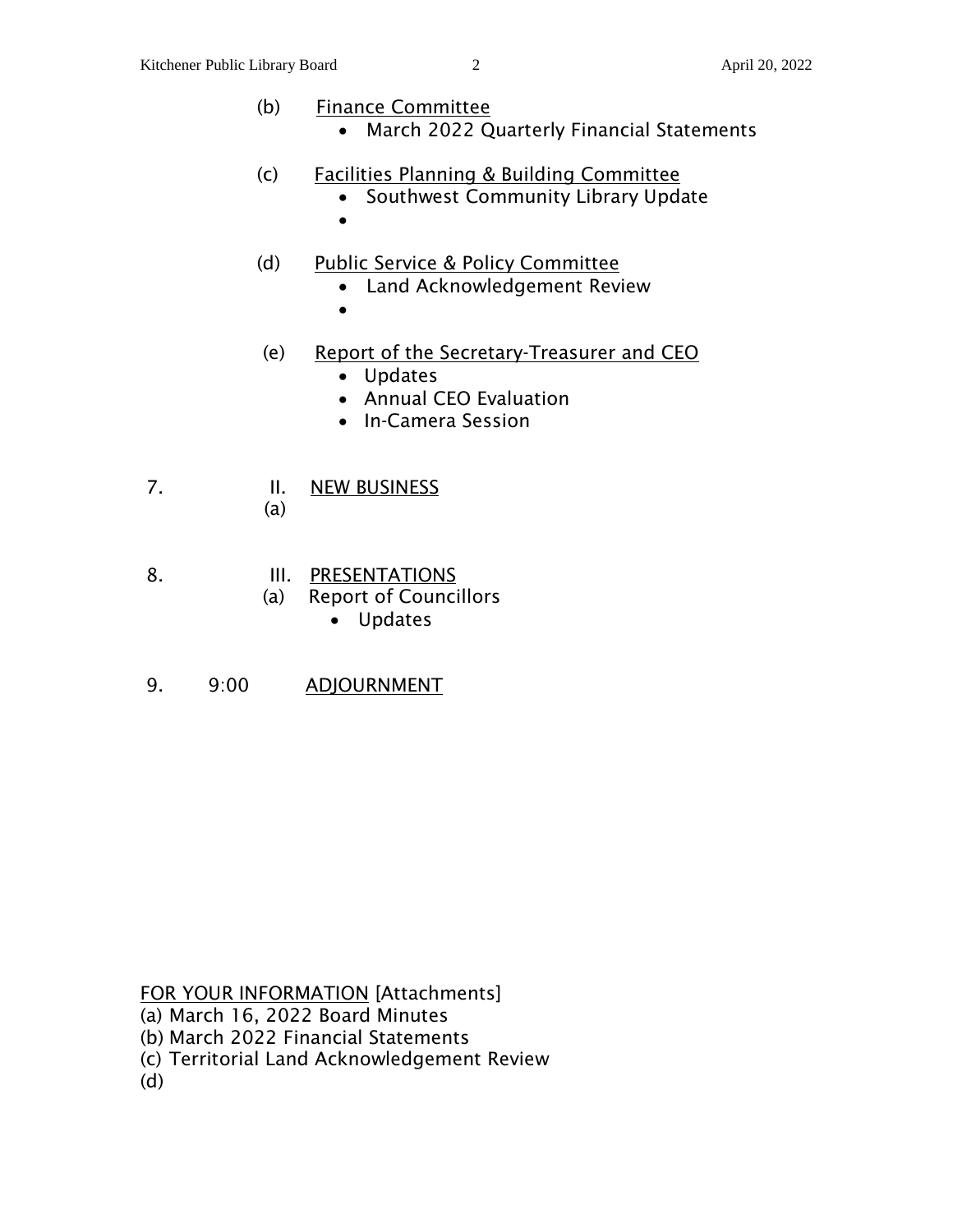(b) Finance Committee

- March 2022 Quarterly Financial Statements

(c) Facilities Planning & Building Committee

- Southwest Community Library Update
-

(d) Public Service & Policy Committee

- Land Acknowledgement Review
-

(e) Report of the Secretary-Treasurer and CEO

- Updates
- Annual CEO Evaluation
- In-Camera Session

7. II. NEW BUSINESS

(a)

8. III. PRESENTATIONS

(a) Report of Councillors

- Updates

9. 9:00 ADJOURNMENT

FOR YOUR INFORMATION [Attachments]

(a) March 16, 2022 Board Minutes
(b) March 2022 Financial Statements
(c) Territorial Land Acknowledgement Review
(d)